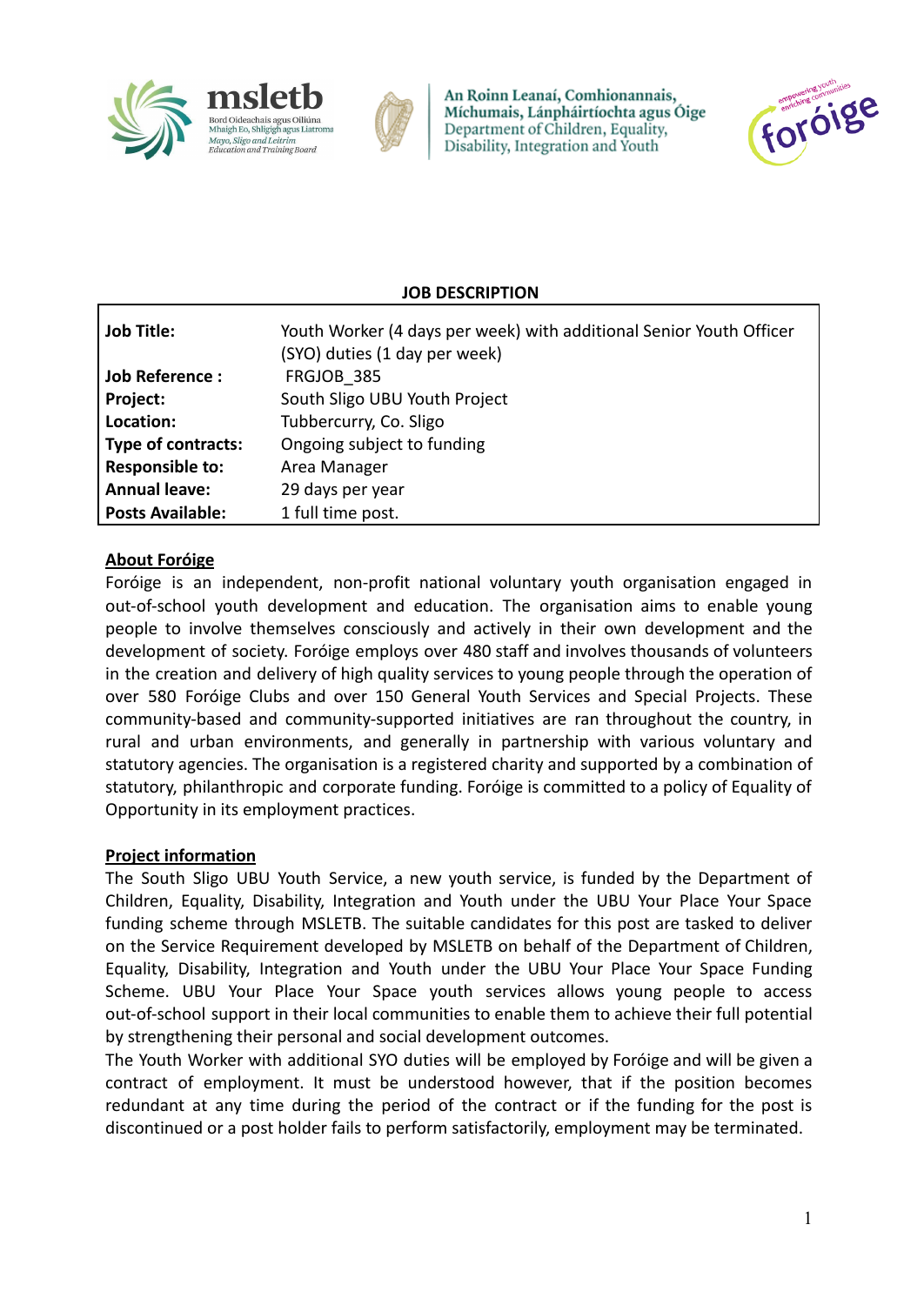## JOB DESCRIPTION

| | |
|---|---|
| **Job Title:** | Youth Worker (4 days per week) with additional Senior Youth Officer (SYO) duties (1 day per week) |
| **Job Reference :** | FRGJOB_385 |
| **Project:** | South Sligo UBU Youth Project |
| **Location:** | Tubbercurry, Co. Sligo |
| **Type of contracts:** | Ongoing subject to funding |
| **Responsible to:** | Area Manager |
| **Annual leave:** | 29 days per year |
| **Posts Available:** | 1 full time post. |

### About Foróige

Foróige is an independent, non-profit national voluntary youth organisation engaged in out-of-school youth development and education. The organisation aims to enable young people to involve themselves consciously and actively in their own development and the development of society. Foróige employs over 480 staff and involves thousands of volunteers in the creation and delivery of high quality services to young people through the operation of over 580 Foróige Clubs and over 150 General Youth Services and Special Projects. These community-based and community-supported initiatives are ran throughout the country, in rural and urban environments, and generally in partnership with various voluntary and statutory agencies. The organisation is a registered charity and supported by a combination of statutory, philanthropic and corporate funding. Foróige is committed to a policy of Equality of Opportunity in its employment practices.

### Project information

The South Sligo UBU Youth Service, a new youth service, is funded by the Department of Children, Equality, Disability, Integration and Youth under the UBU Your Place Your Space funding scheme through MSLETB. The suitable candidates for this post are tasked to deliver on the Service Requirement developed by MSLETB on behalf of the Department of Children, Equality, Disability, Integration and Youth under the UBU Your Place Your Space Funding Scheme. UBU Your Place Your Space youth services allows young people to access out-of-school support in their local communities to enable them to achieve their full potential by strengthening their personal and social development outcomes.

The Youth Worker with additional SYO duties will be employed by Foróige and will be given a contract of employment. It must be understood however, that if the position becomes redundant at any time during the period of the contract or if the funding for the post is discontinued or a post holder fails to perform satisfactorily, employment may be terminated.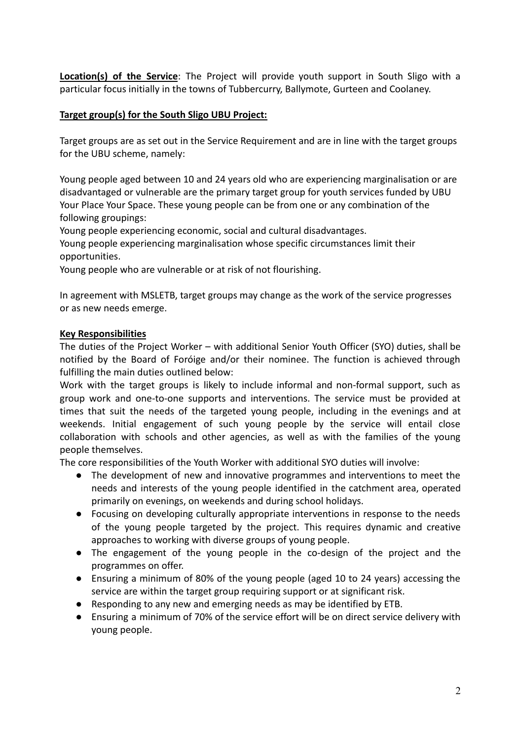**Location(s) of the Service**: The Project will provide youth support in South Sligo with a particular focus initially in the towns of Tubbercurry, Ballymote, Gurteen and Coolaney.

**Target group(s) for the South Sligo UBU Project:**

Target groups are as set out in the Service Requirement and are in line with the target groups for the UBU scheme, namely:

Young people aged between 10 and 24 years old who are experiencing marginalisation or are disadvantaged or vulnerable are the primary target group for youth services funded by UBU Your Place Your Space. These young people can be from one or any combination of the following groupings:

Young people experiencing economic, social and cultural disadvantages.

Young people experiencing marginalisation whose specific circumstances limit their opportunities.

Young people who are vulnerable or at risk of not flourishing.

In agreement with MSLETB, target groups may change as the work of the service progresses or as new needs emerge.

**Key Responsibilities**

The duties of the Project Worker – with additional Senior Youth Officer (SYO) duties, shall be notified by the Board of Foróige and/or their nominee. The function is achieved through fulfilling the main duties outlined below:

Work with the target groups is likely to include informal and non-formal support, such as group work and one-to-one supports and interventions. The service must be provided at times that suit the needs of the targeted young people, including in the evenings and at weekends. Initial engagement of such young people by the service will entail close collaboration with schools and other agencies, as well as with the families of the young people themselves.

The core responsibilities of the Youth Worker with additional SYO duties will involve:

- The development of new and innovative programmes and interventions to meet the needs and interests of the young people identified in the catchment area, operated primarily on evenings, on weekends and during school holidays.
- Focusing on developing culturally appropriate interventions in response to the needs of the young people targeted by the project. This requires dynamic and creative approaches to working with diverse groups of young people.
- The engagement of the young people in the co-design of the project and the programmes on offer.
- Ensuring a minimum of 80% of the young people (aged 10 to 24 years) accessing the service are within the target group requiring support or at significant risk.
- Responding to any new and emerging needs as may be identified by ETB.
- Ensuring a minimum of 70% of the service effort will be on direct service delivery with young people.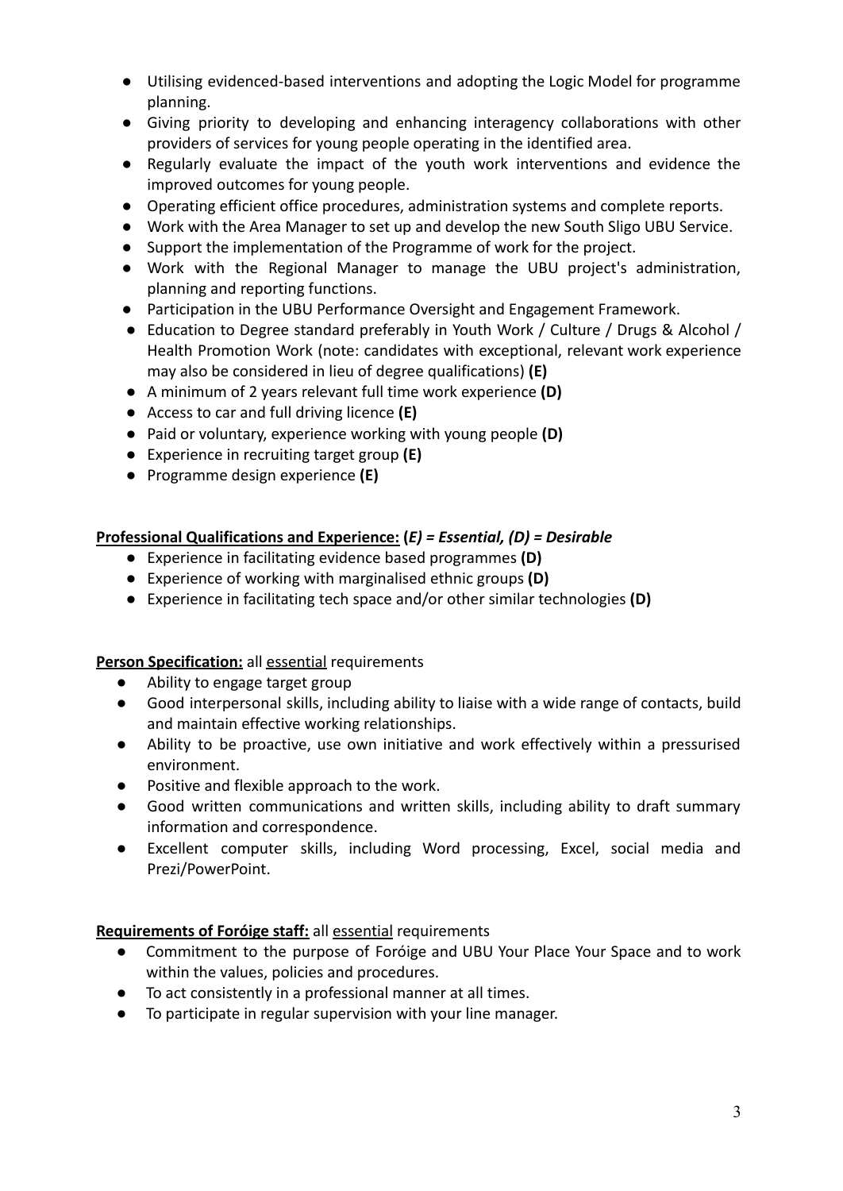- Utilising evidenced-based interventions and adopting the Logic Model for programme planning.
- Giving priority to developing and enhancing interagency collaborations with other providers of services for young people operating in the identified area.
- Regularly evaluate the impact of the youth work interventions and evidence the improved outcomes for young people.
- Operating efficient office procedures, administration systems and complete reports.
- Work with the Area Manager to set up and develop the new South Sligo UBU Service.
- Support the implementation of the Programme of work for the project.
- Work with the Regional Manager to manage the UBU project's administration, planning and reporting functions.
- Participation in the UBU Performance Oversight and Engagement Framework.
- Education to Degree standard preferably in Youth Work / Culture / Drugs & Alcohol / Health Promotion Work (note: candidates with exceptional, relevant work experience may also be considered in lieu of degree qualifications) **(E)**
- A minimum of 2 years relevant full time work experience **(D)**
- Access to car and full driving licence **(E)**
- Paid or voluntary, experience working with young people **(D)**
- Experience in recruiting target group **(E)**
- Programme design experience **(E)**

**Professional Qualifications and Experience:** **(*E) = Essential, (D) = Desirable***

- Experience in facilitating evidence based programmes **(D)**
- Experience of working with marginalised ethnic groups **(D)**
- Experience in facilitating tech space and/or other similar technologies **(D)**

**Person Specification:** all essential requirements

- Ability to engage target group
- Good interpersonal skills, including ability to liaise with a wide range of contacts, build and maintain effective working relationships.
- Ability to be proactive, use own initiative and work effectively within a pressurised environment.
- Positive and flexible approach to the work.
- Good written communications and written skills, including ability to draft summary information and correspondence.
- Excellent computer skills, including Word processing, Excel, social media and Prezi/PowerPoint.

**Requirements of Foróige staff:** all essential requirements

- Commitment to the purpose of Foróige and UBU Your Place Your Space and to work within the values, policies and procedures.
- To act consistently in a professional manner at all times.
- To participate in regular supervision with your line manager.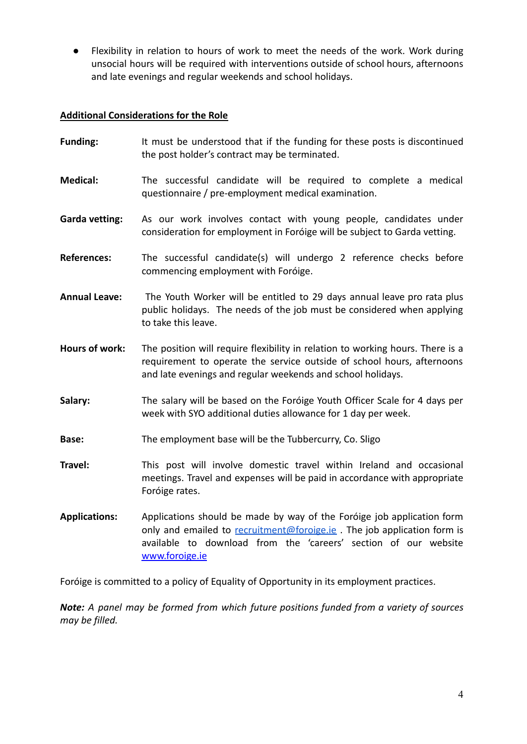- Flexibility in relation to hours of work to meet the needs of the work. Work during unsocial hours will be required with interventions outside of school hours, afternoons and late evenings and regular weekends and school holidays.

**Additional Considerations for the Role**

**Funding:** It must be understood that if the funding for these posts is discontinued the post holder's contract may be terminated.

**Medical:** The successful candidate will be required to complete a medical questionnaire / pre-employment medical examination.

**Garda vetting:** As our work involves contact with young people, candidates under consideration for employment in Foróige will be subject to Garda vetting.

**References:** The successful candidate(s) will undergo 2 reference checks before commencing employment with Foróige.

**Annual Leave:** The Youth Worker will be entitled to 29 days annual leave pro rata plus public holidays. The needs of the job must be considered when applying to take this leave.

**Hours of work:** The position will require flexibility in relation to working hours. There is a requirement to operate the service outside of school hours, afternoons and late evenings and regular weekends and school holidays.

**Salary:** The salary will be based on the Foróige Youth Officer Scale for 4 days per week with SYO additional duties allowance for 1 day per week.

**Base:** The employment base will be the Tubbercurry, Co. Sligo

**Travel:** This post will involve domestic travel within Ireland and occasional meetings. Travel and expenses will be paid in accordance with appropriate Foróige rates.

**Applications:** Applications should be made by way of the Foróige job application form only and emailed to [recruitment@foroige.ie](mailto:recruitment@foroige.ie) . The job application form is available to download from the 'careers' section of our website [www.foroige.ie](http://www.foroige.ie)

Foróige is committed to a policy of Equality of Opportunity in its employment practices.

***Note:** A panel may be formed from which future positions funded from a variety of sources may be filled.*